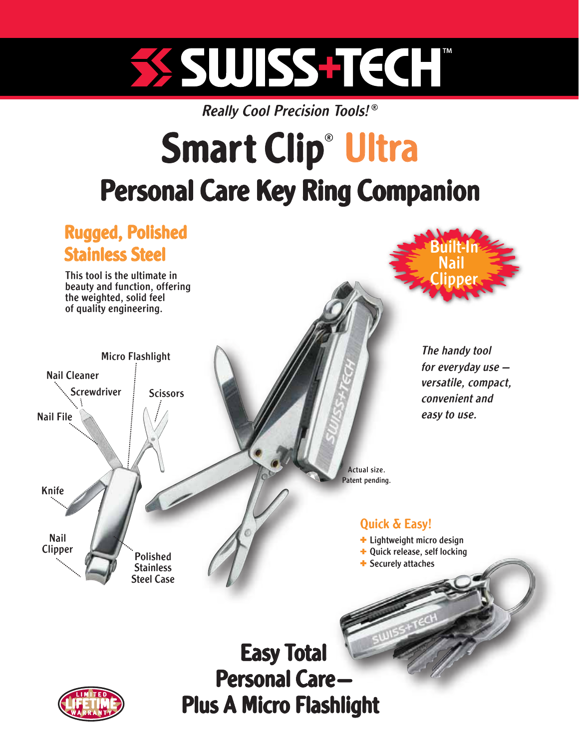# SWISS+TECH™

*Really Cool Precision Tools!®*

# Smart Clip® Ultra

## Personal Care Key Ring Companion

### Rugged, Polished Stainless Steel

This tool is the ultimate in beauty and function, offering the weighted, solid feel of quality engineering.

**Built-In Nail Clipper**

Micro Flashlight

Nail Cleaner

Screwdriver

Scissors

Nail File

Knife

Nail Clipper

Polished Stainless Steel Case

*The handy tool for everyday use – versatile, compact, convenient and easy to use.*

Actual size.
Patent pending.

### Quick & Easy!

- Lightweight micro design
- Quick release, self locking
- Securely attaches

## Easy Total Personal Care – Plus A Micro Flashlight

LIMITED LIFETIME WARRANTY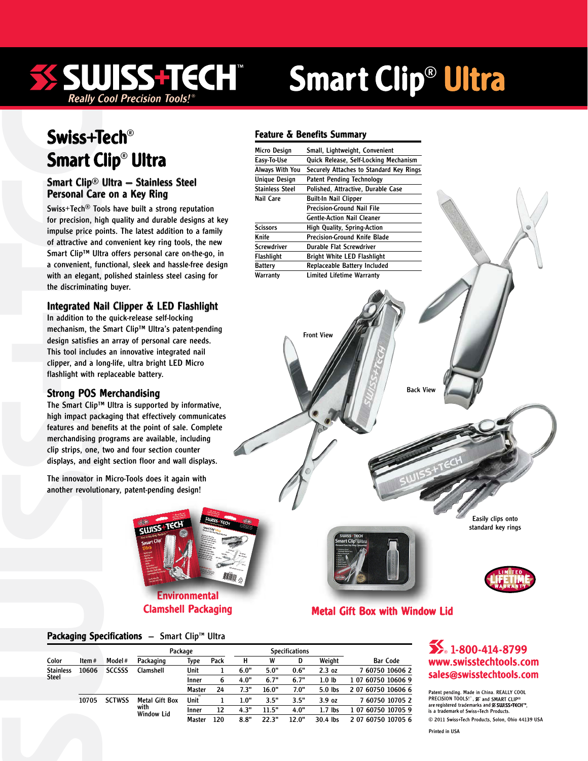# Swiss+Tech® Smart Clip® Ultra

## Smart Clip® Ultra – Stainless Steel Personal Care on a Key Ring

Swiss+Tech® Tools have built a strong reputation for precision, high quality and durable designs at key impulse price points. The latest addition to a family of attractive and convenient key ring tools, the new Smart Clip™ Ultra offers personal care on-the-go, in a convenient, functional, sleek and hassle-free design with an elegant, polished stainless steel casing for the discriminating buyer.

## Integrated Nail Clipper & LED Flashlight

In addition to the quick-release self-locking mechanism, the Smart Clip™ Ultra's patent-pending design satisfies an array of personal care needs. This tool includes an innovative integrated nail clipper, and a long-life, ultra bright LED Micro flashlight with replaceable battery.

## Strong POS Merchandising

The Smart Clip™ Ultra is supported by informative, high impact packaging that effectively communicates features and benefits at the point of sale. Complete merchandising programs are available, including clip strips, one, two and four section counter displays, and eight section floor and wall displays.

The innovator in Micro-Tools does it again with another revolutionary, patent-pending design!

## Feature & Benefits Summary

| | |
|---|---|
| Micro Design | Small, Lightweight, Convenient |
| Easy-To-Use | Quick Release, Self-Locking Mechanism |
| Always With You | Securely Attaches to Standard Key Rings |
| Unique Design | Patent Pending Technology |
| Stainless Steel | Polished, Attractive, Durable Case |
| Nail Care | Built-In Nail Clipper |
| | Precision-Ground Nail File |
| | Gentle-Action Nail Cleaner |
| Scissors | High Quality, Spring-Action |
| Knife | Precision-Ground Knife Blade |
| Screwdriver | Durable Flat Screwdriver |
| Flashlight | Bright White LED Flashlight |
| Battery | Replaceable Battery Included |
| Warranty | Limited Lifetime Warranty |

Front View

Back View

Easily clips onto standard key rings

Environmental Clamshell Packaging

Metal Gift Box with Window Lid

## Packaging Specifications – Smart Clip™ Ultra

| | | | | Package | | Specifications | | | | |
|---|---|---|---|---|---|---|---|---|---|---|
| Color | Item # | Model # | Packaging | Type | Pack | H | W | D | Weight | Bar Code |
| Stainless Steel | 10606 | SCCSSS | Clamshell | Unit | 1 | 6.0" | 5.0" | 0.6" | 2.3 oz | 7 60750 10606 2 |
| | | | | Inner | 6 | 4.0" | 6.7" | 6.7" | 1.0 lb | 1 07 60750 10606 9 |
| | | | | Master | 24 | 7.3" | 16.0" | 7.0" | 5.0 lbs | 2 07 60750 10606 6 |
| | 10705 | SCTWSS | Metal Gift Box with Window Lid | Unit | 1 | 1.0" | 3.5" | 3.5" | 3.9 oz | 7 60750 10705 2 |
| | | | | Inner | 12 | 4.3" | 11.5" | 4.0" | 1.7 lbs | 1 07 60750 10705 9 |
| | | | | Master | 120 | 8.8" | 22.3" | 12.0" | 30.4 lbs | 2 07 60750 10705 6 |

1-800-414-8799
www.swisstechtools.com
sales@swisstechtools.com

Patent pending. Made in China. REALLY COOL PRECISION TOOLS!®, and SMART CLIP® are registered trademarks and SWISS+TECH™, is a trademark of Swiss+Tech Products.

© 2011 Swiss+Tech Products, Solon, Ohio 44139 USA

Printed in USA